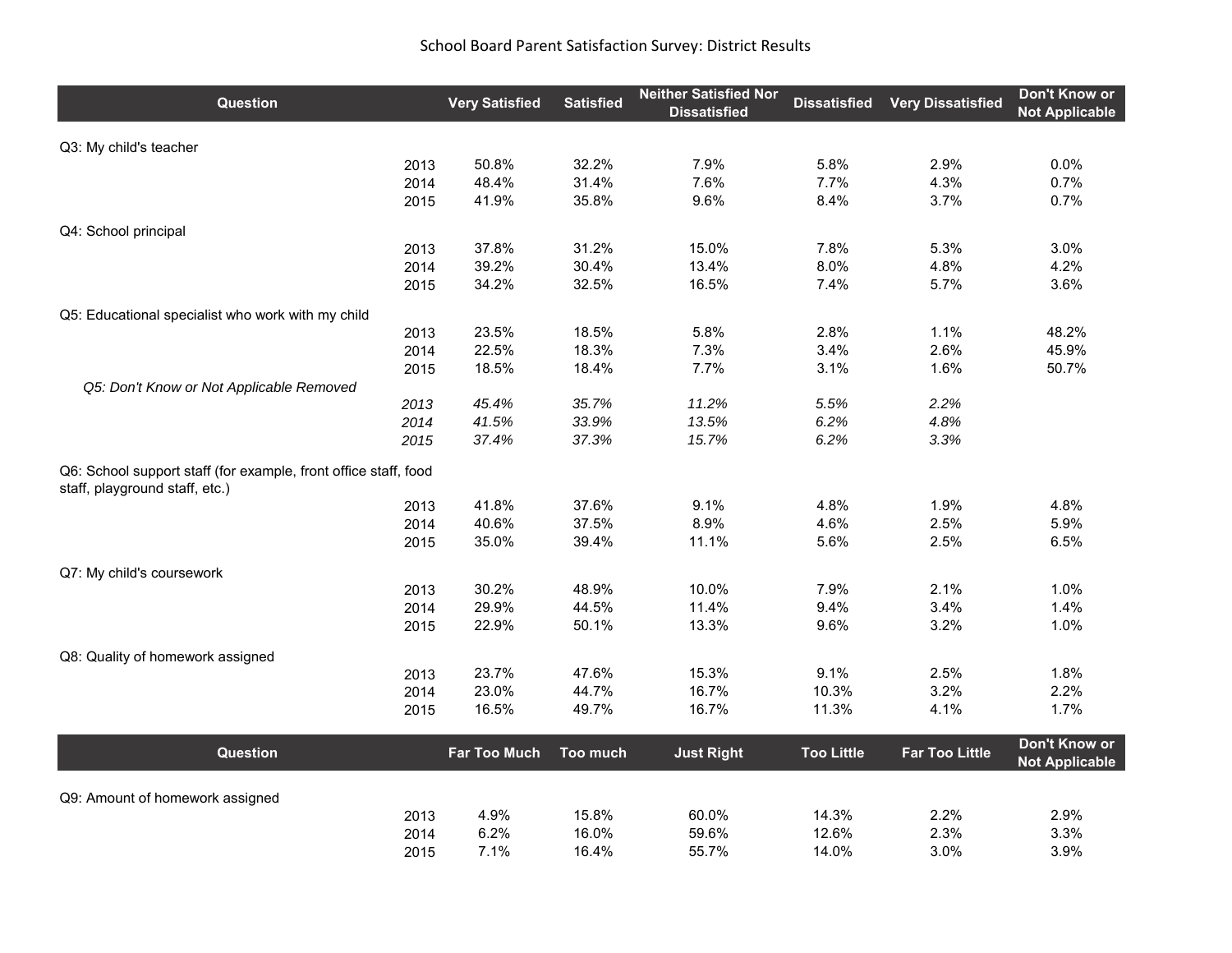# School Board Parent Satisfaction Survey: District Results

| Question | | Very Satisfied | Satisfied | Neither Satisfied Nor Dissatisfied | Dissatisfied | Very Dissatisfied | Don't Know or Not Applicable |
|---|---|---|---|---|---|---|---|
| Q3: My child's teacher | | | | | | | |
| | 2013 | 50.8% | 32.2% | 7.9% | 5.8% | 2.9% | 0.0% |
| | 2014 | 48.4% | 31.4% | 7.6% | 7.7% | 4.3% | 0.7% |
| | 2015 | 41.9% | 35.8% | 9.6% | 8.4% | 3.7% | 0.7% |
| Q4: School principal | | | | | | | |
| | 2013 | 37.8% | 31.2% | 15.0% | 7.8% | 5.3% | 3.0% |
| | 2014 | 39.2% | 30.4% | 13.4% | 8.0% | 4.8% | 4.2% |
| | 2015 | 34.2% | 32.5% | 16.5% | 7.4% | 5.7% | 3.6% |
| Q5: Educational specialist who work with my child | | | | | | | |
| | 2013 | 23.5% | 18.5% | 5.8% | 2.8% | 1.1% | 48.2% |
| | 2014 | 22.5% | 18.3% | 7.3% | 3.4% | 2.6% | 45.9% |
| | 2015 | 18.5% | 18.4% | 7.7% | 3.1% | 1.6% | 50.7% |
| *Q5: Don't Know or Not Applicable Removed* | | | | | | | |
| | *2013* | *45.4%* | *35.7%* | *11.2%* | *5.5%* | *2.2%* | |
| | *2014* | *41.5%* | *33.9%* | *13.5%* | *6.2%* | *4.8%* | |
| | *2015* | *37.4%* | *37.3%* | *15.7%* | *6.2%* | *3.3%* | |
| Q6: School support staff (for example, front office staff, food staff, playground staff, etc.) | | | | | | | |
| | 2013 | 41.8% | 37.6% | 9.1% | 4.8% | 1.9% | 4.8% |
| | 2014 | 40.6% | 37.5% | 8.9% | 4.6% | 2.5% | 5.9% |
| | 2015 | 35.0% | 39.4% | 11.1% | 5.6% | 2.5% | 6.5% |
| Q7: My child's coursework | | | | | | | |
| | 2013 | 30.2% | 48.9% | 10.0% | 7.9% | 2.1% | 1.0% |
| | 2014 | 29.9% | 44.5% | 11.4% | 9.4% | 3.4% | 1.4% |
| | 2015 | 22.9% | 50.1% | 13.3% | 9.6% | 3.2% | 1.0% |
| Q8: Quality of homework assigned | | | | | | | |
| | 2013 | 23.7% | 47.6% | 15.3% | 9.1% | 2.5% | 1.8% |
| | 2014 | 23.0% | 44.7% | 16.7% | 10.3% | 3.2% | 2.2% |
| | 2015 | 16.5% | 49.7% | 16.7% | 11.3% | 4.1% | 1.7% |

| Question | | Far Too Much | Too much | Just Right | Too Little | Far Too Little | Don't Know or Not Applicable |
|---|---|---|---|---|---|---|---|
| Q9: Amount of homework assigned | | | | | | | |
| | 2013 | 4.9% | 15.8% | 60.0% | 14.3% | 2.2% | 2.9% |
| | 2014 | 6.2% | 16.0% | 59.6% | 12.6% | 2.3% | 3.3% |
| | 2015 | 7.1% | 16.4% | 55.7% | 14.0% | 3.0% | 3.9% |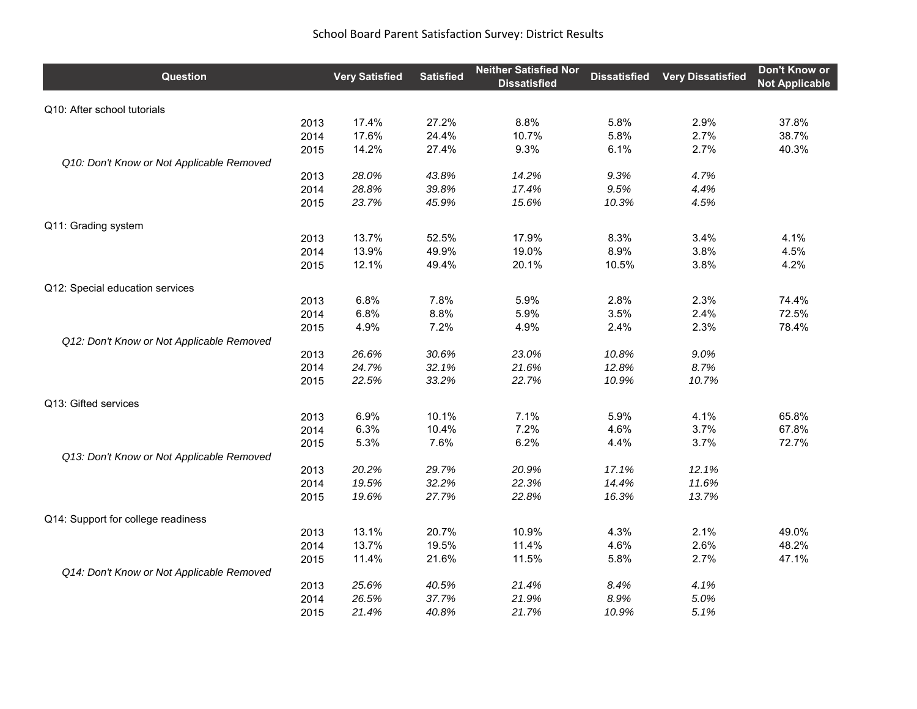# School Board Parent Satisfaction Survey: District Results

| Question | | Very Satisfied | Satisfied | Neither Satisfied Nor Dissatisfied | Dissatisfied | Very Dissatisfied | Don't Know or Not Applicable |
|---|---|---|---|---|---|---|---|
| Q10: After school tutorials | | | | | | | |
| | 2013 | 17.4% | 27.2% | 8.8% | 5.8% | 2.9% | 37.8% |
| | 2014 | 17.6% | 24.4% | 10.7% | 5.8% | 2.7% | 38.7% |
| | 2015 | 14.2% | 27.4% | 9.3% | 6.1% | 2.7% | 40.3% |
| *Q10: Don't Know or Not Applicable Removed* | | | | | | | |
| | 2013 | *28.0%* | *43.8%* | *14.2%* | *9.3%* | *4.7%* | |
| | 2014 | *28.8%* | *39.8%* | *17.4%* | *9.5%* | *4.4%* | |
| | 2015 | *23.7%* | *45.9%* | *15.6%* | *10.3%* | *4.5%* | |
| Q11: Grading system | | | | | | | |
| | 2013 | 13.7% | 52.5% | 17.9% | 8.3% | 3.4% | 4.1% |
| | 2014 | 13.9% | 49.9% | 19.0% | 8.9% | 3.8% | 4.5% |
| | 2015 | 12.1% | 49.4% | 20.1% | 10.5% | 3.8% | 4.2% |
| Q12: Special education services | | | | | | | |
| | 2013 | 6.8% | 7.8% | 5.9% | 2.8% | 2.3% | 74.4% |
| | 2014 | 6.8% | 8.8% | 5.9% | 3.5% | 2.4% | 72.5% |
| | 2015 | 4.9% | 7.2% | 4.9% | 2.4% | 2.3% | 78.4% |
| *Q12: Don't Know or Not Applicable Removed* | | | | | | | |
| | 2013 | *26.6%* | *30.6%* | *23.0%* | *10.8%* | *9.0%* | |
| | 2014 | *24.7%* | *32.1%* | *21.6%* | *12.8%* | *8.7%* | |
| | 2015 | *22.5%* | *33.2%* | *22.7%* | *10.9%* | *10.7%* | |
| Q13: Gifted services | | | | | | | |
| | 2013 | 6.9% | 10.1% | 7.1% | 5.9% | 4.1% | 65.8% |
| | 2014 | 6.3% | 10.4% | 7.2% | 4.6% | 3.7% | 67.8% |
| | 2015 | 5.3% | 7.6% | 6.2% | 4.4% | 3.7% | 72.7% |
| *Q13: Don't Know or Not Applicable Removed* | | | | | | | |
| | 2013 | *20.2%* | *29.7%* | *20.9%* | *17.1%* | *12.1%* | |
| | 2014 | *19.5%* | *32.2%* | *22.3%* | *14.4%* | *11.6%* | |
| | 2015 | *19.6%* | *27.7%* | *22.8%* | *16.3%* | *13.7%* | |
| Q14: Support for college readiness | | | | | | | |
| | 2013 | 13.1% | 20.7% | 10.9% | 4.3% | 2.1% | 49.0% |
| | 2014 | 13.7% | 19.5% | 11.4% | 4.6% | 2.6% | 48.2% |
| | 2015 | 11.4% | 21.6% | 11.5% | 5.8% | 2.7% | 47.1% |
| *Q14: Don't Know or Not Applicable Removed* | | | | | | | |
| | 2013 | *25.6%* | *40.5%* | *21.4%* | *8.4%* | *4.1%* | |
| | 2014 | *26.5%* | *37.7%* | *21.9%* | *8.9%* | *5.0%* | |
| | 2015 | *21.4%* | *40.8%* | *21.7%* | *10.9%* | *5.1%* | |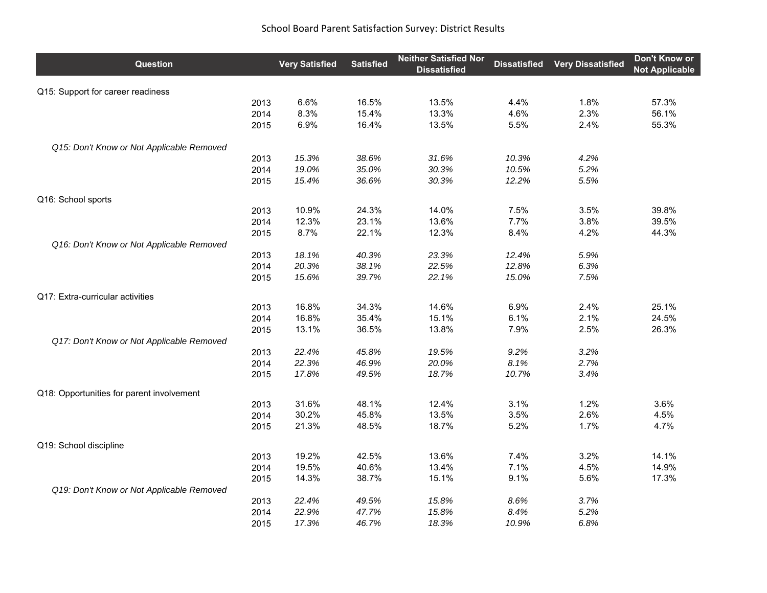# School Board Parent Satisfaction Survey: District Results

| Question | | Very Satisfied | Satisfied | Neither Satisfied Nor Dissatisfied | Dissatisfied | Very Dissatisfied | Don't Know or Not Applicable |
|---|---|---|---|---|---|---|---|
| Q15: Support for career readiness | | | | | | | |
| | 2013 | 6.6% | 16.5% | 13.5% | 4.4% | 1.8% | 57.3% |
| | 2014 | 8.3% | 15.4% | 13.3% | 4.6% | 2.3% | 56.1% |
| | 2015 | 6.9% | 16.4% | 13.5% | 5.5% | 2.4% | 55.3% |
| *Q15: Don't Know or Not Applicable Removed* | | | | | | | |
| | 2013 | *15.3%* | *38.6%* | *31.6%* | *10.3%* | *4.2%* | |
| | 2014 | *19.0%* | *35.0%* | *30.3%* | *10.5%* | *5.2%* | |
| | 2015 | *15.4%* | *36.6%* | *30.3%* | *12.2%* | *5.5%* | |
| Q16: School sports | | | | | | | |
| | 2013 | 10.9% | 24.3% | 14.0% | 7.5% | 3.5% | 39.8% |
| | 2014 | 12.3% | 23.1% | 13.6% | 7.7% | 3.8% | 39.5% |
| | 2015 | 8.7% | 22.1% | 12.3% | 8.4% | 4.2% | 44.3% |
| *Q16: Don't Know or Not Applicable Removed* | | | | | | | |
| | 2013 | *18.1%* | *40.3%* | *23.3%* | *12.4%* | *5.9%* | |
| | 2014 | *20.3%* | *38.1%* | *22.5%* | *12.8%* | *6.3%* | |
| | 2015 | *15.6%* | *39.7%* | *22.1%* | *15.0%* | *7.5%* | |
| Q17: Extra-curricular activities | | | | | | | |
| | 2013 | 16.8% | 34.3% | 14.6% | 6.9% | 2.4% | 25.1% |
| | 2014 | 16.8% | 35.4% | 15.1% | 6.1% | 2.1% | 24.5% |
| | 2015 | 13.1% | 36.5% | 13.8% | 7.9% | 2.5% | 26.3% |
| *Q17: Don't Know or Not Applicable Removed* | | | | | | | |
| | 2013 | *22.4%* | *45.8%* | *19.5%* | *9.2%* | *3.2%* | |
| | 2014 | *22.3%* | *46.9%* | *20.0%* | *8.1%* | *2.7%* | |
| | 2015 | *17.8%* | *49.5%* | *18.7%* | *10.7%* | *3.4%* | |
| Q18: Opportunities for parent involvement | | | | | | | |
| | 2013 | 31.6% | 48.1% | 12.4% | 3.1% | 1.2% | 3.6% |
| | 2014 | 30.2% | 45.8% | 13.5% | 3.5% | 2.6% | 4.5% |
| | 2015 | 21.3% | 48.5% | 18.7% | 5.2% | 1.7% | 4.7% |
| Q19: School discipline | | | | | | | |
| | 2013 | 19.2% | 42.5% | 13.6% | 7.4% | 3.2% | 14.1% |
| | 2014 | 19.5% | 40.6% | 13.4% | 7.1% | 4.5% | 14.9% |
| | 2015 | 14.3% | 38.7% | 15.1% | 9.1% | 5.6% | 17.3% |
| *Q19: Don't Know or Not Applicable Removed* | | | | | | | |
| | 2013 | *22.4%* | *49.5%* | *15.8%* | *8.6%* | *3.7%* | |
| | 2014 | *22.9%* | *47.7%* | *15.8%* | *8.4%* | *5.2%* | |
| | 2015 | *17.3%* | *46.7%* | *18.3%* | *10.9%* | *6.8%* | |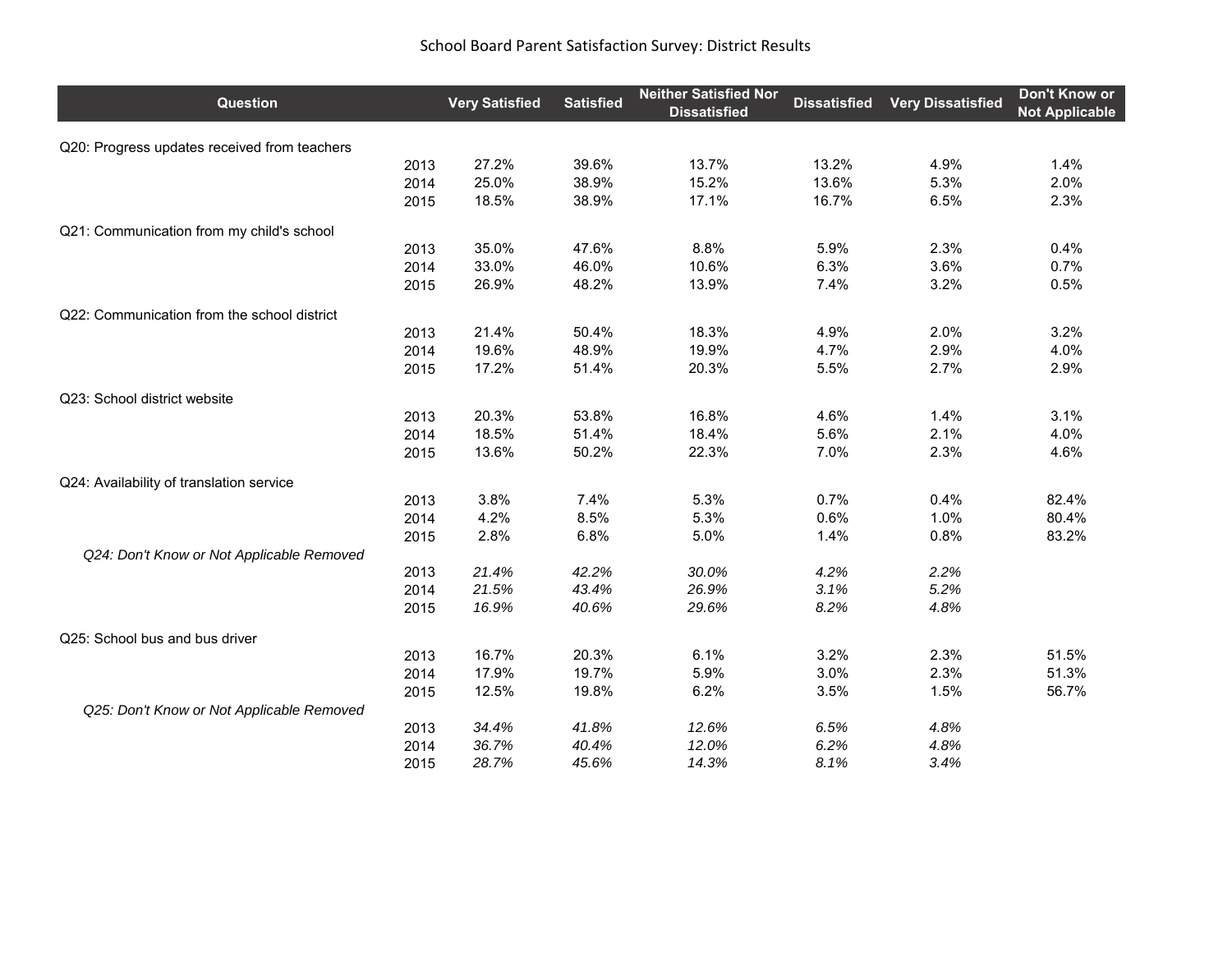# School Board Parent Satisfaction Survey: District Results

| Question | | Very Satisfied | Satisfied | Neither Satisfied Nor Dissatisfied | Dissatisfied | Very Dissatisfied | Don't Know or Not Applicable |
|---|---|---|---|---|---|---|---|
| Q20: Progress updates received from teachers | | | | | | | |
| | 2013 | 27.2% | 39.6% | 13.7% | 13.2% | 4.9% | 1.4% |
| | 2014 | 25.0% | 38.9% | 15.2% | 13.6% | 5.3% | 2.0% |
| | 2015 | 18.5% | 38.9% | 17.1% | 16.7% | 6.5% | 2.3% |
| Q21: Communication from my child's school | | | | | | | |
| | 2013 | 35.0% | 47.6% | 8.8% | 5.9% | 2.3% | 0.4% |
| | 2014 | 33.0% | 46.0% | 10.6% | 6.3% | 3.6% | 0.7% |
| | 2015 | 26.9% | 48.2% | 13.9% | 7.4% | 3.2% | 0.5% |
| Q22: Communication from the school district | | | | | | | |
| | 2013 | 21.4% | 50.4% | 18.3% | 4.9% | 2.0% | 3.2% |
| | 2014 | 19.6% | 48.9% | 19.9% | 4.7% | 2.9% | 4.0% |
| | 2015 | 17.2% | 51.4% | 20.3% | 5.5% | 2.7% | 2.9% |
| Q23: School district website | | | | | | | |
| | 2013 | 20.3% | 53.8% | 16.8% | 4.6% | 1.4% | 3.1% |
| | 2014 | 18.5% | 51.4% | 18.4% | 5.6% | 2.1% | 4.0% |
| | 2015 | 13.6% | 50.2% | 22.3% | 7.0% | 2.3% | 4.6% |
| Q24: Availability of translation service | | | | | | | |
| | 2013 | 3.8% | 7.4% | 5.3% | 0.7% | 0.4% | 82.4% |
| | 2014 | 4.2% | 8.5% | 5.3% | 0.6% | 1.0% | 80.4% |
| | 2015 | 2.8% | 6.8% | 5.0% | 1.4% | 0.8% | 83.2% |
| *Q24: Don't Know or Not Applicable Removed* | | | | | | | |
| | 2013 | *21.4%* | *42.2%* | *30.0%* | *4.2%* | *2.2%* | |
| | 2014 | *21.5%* | *43.4%* | *26.9%* | *3.1%* | *5.2%* | |
| | 2015 | *16.9%* | *40.6%* | *29.6%* | *8.2%* | *4.8%* | |
| Q25: School bus and bus driver | | | | | | | |
| | 2013 | 16.7% | 20.3% | 6.1% | 3.2% | 2.3% | 51.5% |
| | 2014 | 17.9% | 19.7% | 5.9% | 3.0% | 2.3% | 51.3% |
| | 2015 | 12.5% | 19.8% | 6.2% | 3.5% | 1.5% | 56.7% |
| *Q25: Don't Know or Not Applicable Removed* | | | | | | | |
| | 2013 | *34.4%* | *41.8%* | *12.6%* | *6.5%* | *4.8%* | |
| | 2014 | *36.7%* | *40.4%* | *12.0%* | *6.2%* | *4.8%* | |
| | 2015 | *28.7%* | *45.6%* | *14.3%* | *8.1%* | *3.4%* | |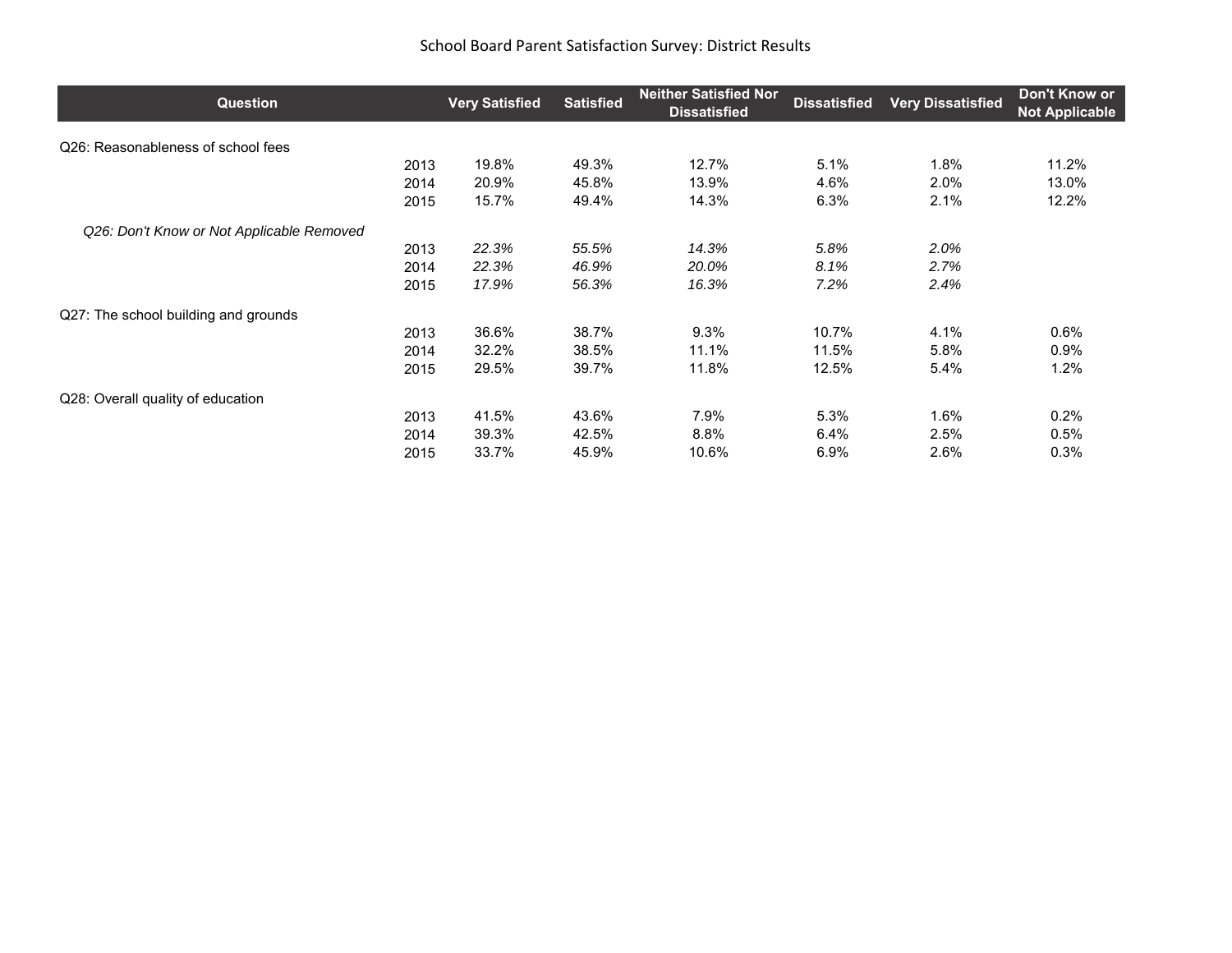School Board Parent Satisfaction Survey: District Results

| Question | | Very Satisfied | Satisfied | Neither Satisfied Nor Dissatisfied | Dissatisfied | Very Dissatisfied | Don't Know or Not Applicable |
|---|---|---|---|---|---|---|---|
| Q26: Reasonableness of school fees | | | | | | | |
| | 2013 | 19.8% | 49.3% | 12.7% | 5.1% | 1.8% | 11.2% |
| | 2014 | 20.9% | 45.8% | 13.9% | 4.6% | 2.0% | 13.0% |
| | 2015 | 15.7% | 49.4% | 14.3% | 6.3% | 2.1% | 12.2% |
| *Q26: Don't Know or Not Applicable Removed* | | | | | | | |
| | 2013 | *22.3%* | *55.5%* | *14.3%* | *5.8%* | *2.0%* | |
| | 2014 | *22.3%* | *46.9%* | *20.0%* | *8.1%* | *2.7%* | |
| | 2015 | *17.9%* | *56.3%* | *16.3%* | *7.2%* | *2.4%* | |
| Q27: The school building and grounds | | | | | | | |
| | 2013 | 36.6% | 38.7% | 9.3% | 10.7% | 4.1% | 0.6% |
| | 2014 | 32.2% | 38.5% | 11.1% | 11.5% | 5.8% | 0.9% |
| | 2015 | 29.5% | 39.7% | 11.8% | 12.5% | 5.4% | 1.2% |
| Q28: Overall quality of education | | | | | | | |
| | 2013 | 41.5% | 43.6% | 7.9% | 5.3% | 1.6% | 0.2% |
| | 2014 | 39.3% | 42.5% | 8.8% | 6.4% | 2.5% | 0.5% |
| | 2015 | 33.7% | 45.9% | 10.6% | 6.9% | 2.6% | 0.3% |